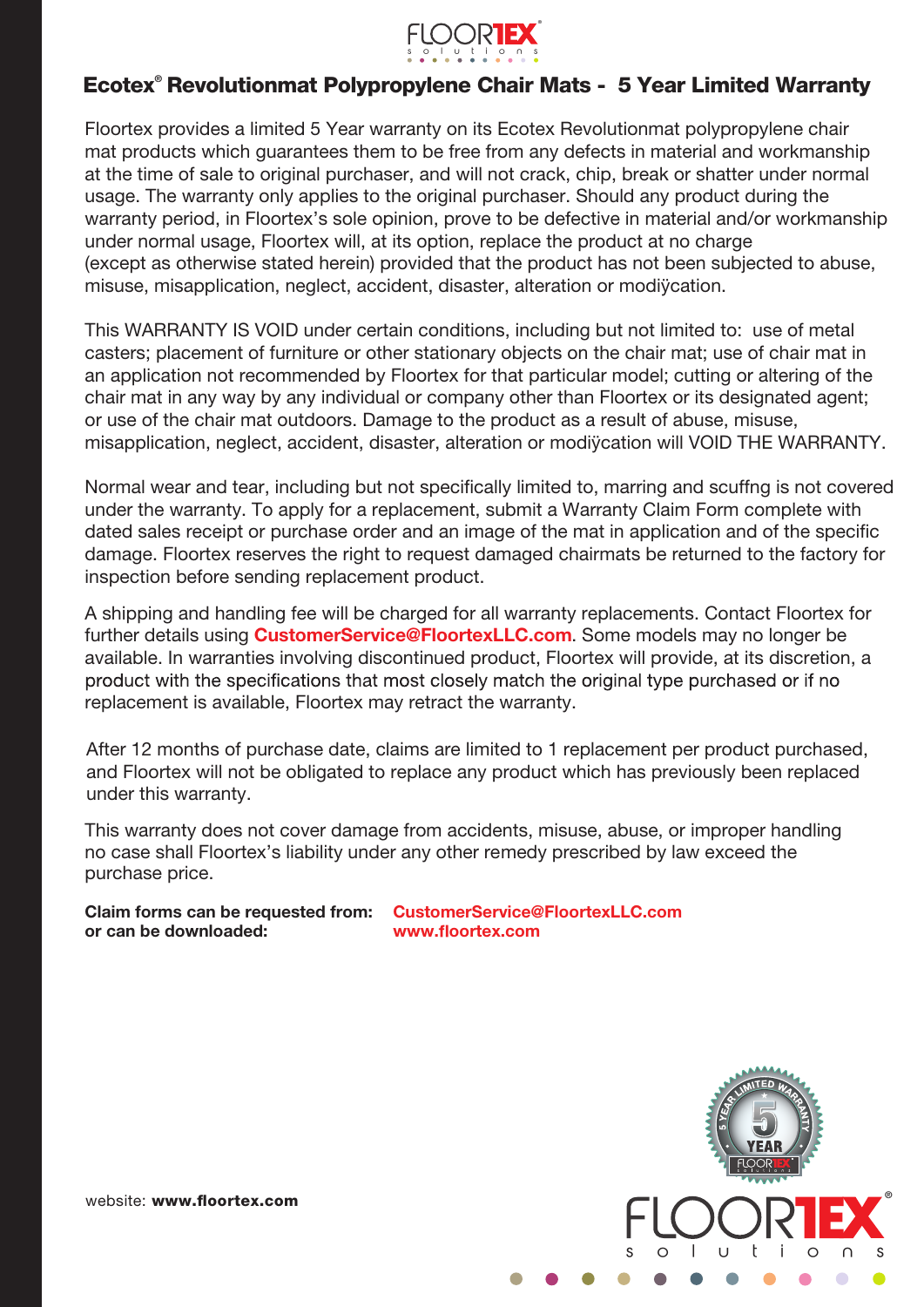# Ecotex® Revolutionmat Polypropylene Chair Mats - 5 Year Limited Warranty

Floortex provides a limited 5 Year warranty on its Ecotex Revolutionmat polypropylene chair mat products which guarantees them to be free from any defects in material and workmanship at the time of sale to original purchaser, and will not crack, chip, break or shatter under normal usage. The warranty only applies to the original purchaser. Should any product during the warranty period, in Floortex's sole opinion, prove to be defective in material and/or workmanship under normal usage, Floortex will, at its option, replace the product at no charge (except as otherwise stated herein) provided that the product has not been subjected to abuse, misuse, misapplication, neglect, accident, disaster, alteration or modiÿcation.

This WARRANTY IS VOID under certain conditions, including but not limited to: use of metal casters; placement of furniture or other stationary objects on the chair mat; use of chair mat in an application not recommended by Floortex for that particular model; cutting or altering of the chair mat in any way by any individual or company other than Floortex or its designated agent; or use of the chair mat outdoors. Damage to the product as a result of abuse, misuse, misapplication, neglect, accident, disaster, alteration or modiÿcation will VOID THE WARRANTY.

Normal wear and tear, including but not specifically limited to, marring and scuffng is not covered under the warranty. To apply for a replacement, submit a Warranty Claim Form complete with dated sales receipt or purchase order and an image of the mat in application and of the specific damage. Floortex reserves the right to request damaged chairmats be returned to the factory for inspection before sending replacement product.

A shipping and handling fee will be charged for all warranty replacements. Contact Floortex for further details using **CustomerService@FloortexLLC.com**. Some models may no longer be available. In warranties involving discontinued product, Floortex will provide, at its discretion, a product with the specifications that most closely match the original type purchased or if no replacement is available, Floortex may retract the warranty.

After 12 months of purchase date, claims are limited to 1 replacement per product purchased, and Floortex will not be obligated to replace any product which has previously been replaced under this warranty.

This warranty does not cover damage from accidents, misuse, abuse, or improper handling no case shall Floortex's liability under any other remedy prescribed by law exceed the purchase price.

**Claim forms can be requested from:** **CustomerService@FloortexLLC.com**
**or can be downloaded:** **www.floortex.com**

website: **www.floortex.com**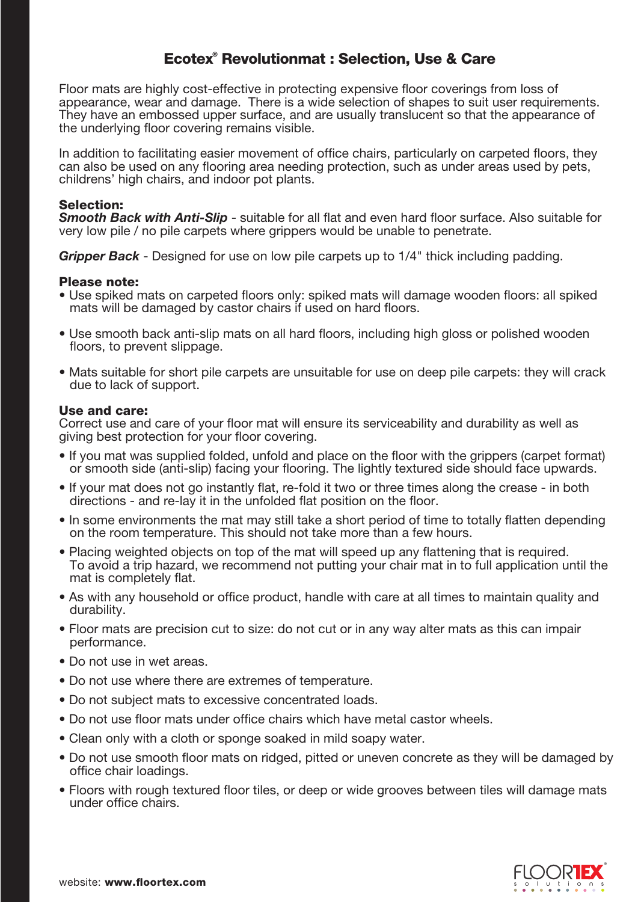# Ecotex® Revolutionmat : Selection, Use & Care

Floor mats are highly cost-effective in protecting expensive floor coverings from loss of appearance, wear and damage. There is a wide selection of shapes to suit user requirements. They have an embossed upper surface, and are usually translucent so that the appearance of the underlying floor covering remains visible.

In addition to facilitating easier movement of office chairs, particularly on carpeted floors, they can also be used on any flooring area needing protection, such as under areas used by pets, childrens' high chairs, and indoor pot plants.

**Selection:**
***Smooth Back with Anti-Slip*** - suitable for all flat and even hard floor surface. Also suitable for very low pile / no pile carpets where grippers would be unable to penetrate.

***Gripper Back*** - Designed for use on low pile carpets up to 1/4" thick including padding.

**Please note:**

- Use spiked mats on carpeted floors only: spiked mats will damage wooden floors: all spiked mats will be damaged by castor chairs if used on hard floors.
- Use smooth back anti-slip mats on all hard floors, including high gloss or polished wooden floors, to prevent slippage.
- Mats suitable for short pile carpets are unsuitable for use on deep pile carpets: they will crack due to lack of support.

**Use and care:**
Correct use and care of your floor mat will ensure its serviceability and durability as well as giving best protection for your floor covering.

- If you mat was supplied folded, unfold and place on the floor with the grippers (carpet format) or smooth side (anti-slip) facing your flooring. The lightly textured side should face upwards.
- If your mat does not go instantly flat, re-fold it two or three times along the crease - in both directions - and re-lay it in the unfolded flat position on the floor.
- In some environments the mat may still take a short period of time to totally flatten depending on the room temperature. This should not take more than a few hours.
- Placing weighted objects on top of the mat will speed up any flattening that is required. To avoid a trip hazard, we recommend not putting your chair mat in to full application until the mat is completely flat.
- As with any household or office product, handle with care at all times to maintain quality and durability.
- Floor mats are precision cut to size: do not cut or in any way alter mats as this can impair performance.
- Do not use in wet areas.
- Do not use where there are extremes of temperature.
- Do not subject mats to excessive concentrated loads.
- Do not use floor mats under office chairs which have metal castor wheels.
- Clean only with a cloth or sponge soaked in mild soapy water.
- Do not use smooth floor mats on ridged, pitted or uneven concrete as they will be damaged by office chair loadings.
- Floors with rough textured floor tiles, or deep or wide grooves between tiles will damage mats under office chairs.

website: **www.floortex.com**

FLOORTEX® solutions